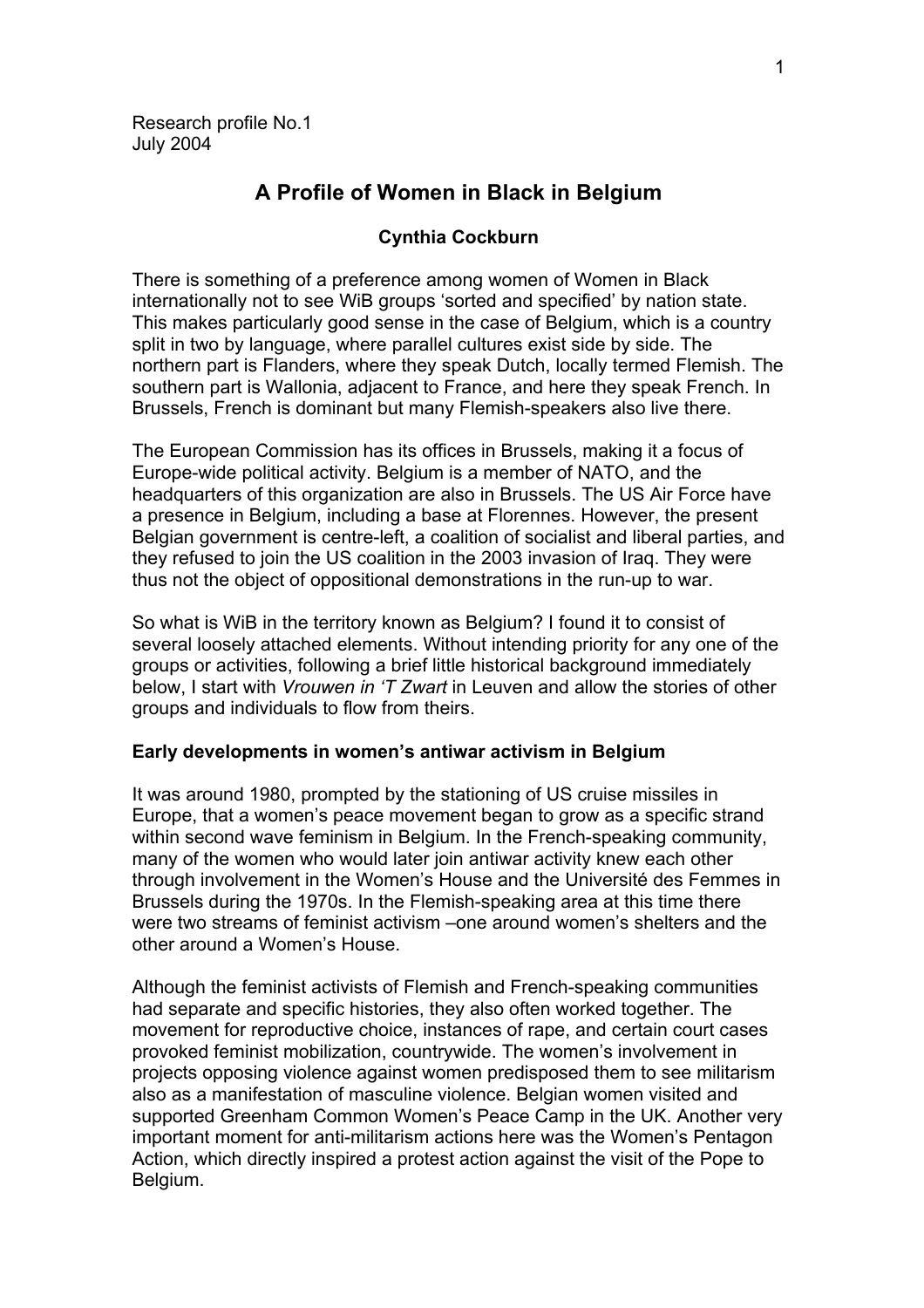Research profile No.1
July 2004

# A Profile of Women in Black in Belgium

**Cynthia Cockburn**

There is something of a preference among women of Women in Black internationally not to see WiB groups 'sorted and specified' by nation state. This makes particularly good sense in the case of Belgium, which is a country split in two by language, where parallel cultures exist side by side. The northern part is Flanders, where they speak Dutch, locally termed Flemish. The southern part is Wallonia, adjacent to France, and here they speak French. In Brussels, French is dominant but many Flemish-speakers also live there.

The European Commission has its offices in Brussels, making it a focus of Europe-wide political activity. Belgium is a member of NATO, and the headquarters of this organization are also in Brussels. The US Air Force have a presence in Belgium, including a base at Florennes. However, the present Belgian government is centre-left, a coalition of socialist and liberal parties, and they refused to join the US coalition in the 2003 invasion of Iraq. They were thus not the object of oppositional demonstrations in the run-up to war.

So what is WiB in the territory known as Belgium? I found it to consist of several loosely attached elements. Without intending priority for any one of the groups or activities, following a brief little historical background immediately below, I start with *Vrouwen in 'T Zwart* in Leuven and allow the stories of other groups and individuals to flow from theirs.

## Early developments in women's antiwar activism in Belgium

It was around 1980, prompted by the stationing of US cruise missiles in Europe, that a women's peace movement began to grow as a specific strand within second wave feminism in Belgium. In the French-speaking community, many of the women who would later join antiwar activity knew each other through involvement in the Women's House and the Université des Femmes in Brussels during the 1970s. In the Flemish-speaking area at this time there were two streams of feminist activism –one around women's shelters and the other around a Women's House.

Although the feminist activists of Flemish and French-speaking communities had separate and specific histories, they also often worked together. The movement for reproductive choice, instances of rape, and certain court cases provoked feminist mobilization, countrywide. The women's involvement in projects opposing violence against women predisposed them to see militarism also as a manifestation of masculine violence. Belgian women visited and supported Greenham Common Women's Peace Camp in the UK. Another very important moment for anti-militarism actions here was the Women's Pentagon Action, which directly inspired a protest action against the visit of the Pope to Belgium.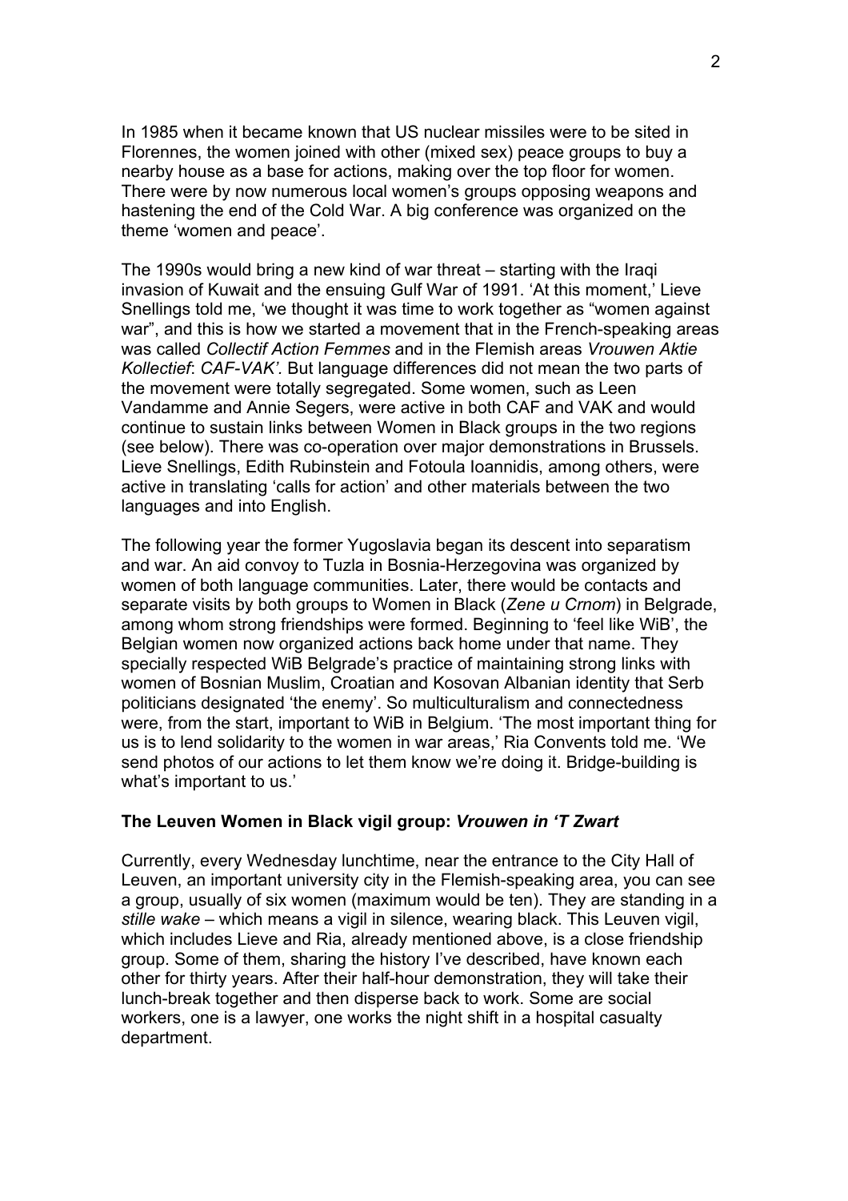In 1985 when it became known that US nuclear missiles were to be sited in Florennes, the women joined with other (mixed sex) peace groups to buy a nearby house as a base for actions, making over the top floor for women. There were by now numerous local women's groups opposing weapons and hastening the end of the Cold War. A big conference was organized on the theme 'women and peace'.

The 1990s would bring a new kind of war threat – starting with the Iraqi invasion of Kuwait and the ensuing Gulf War of 1991. 'At this moment,' Lieve Snellings told me, 'we thought it was time to work together as "women against war", and this is how we started a movement that in the French-speaking areas was called *Collectif Action Femmes* and in the Flemish areas *Vrouwen Aktie Kollectief*: *CAF-VAK'.* But language differences did not mean the two parts of the movement were totally segregated. Some women, such as Leen Vandamme and Annie Segers, were active in both CAF and VAK and would continue to sustain links between Women in Black groups in the two regions (see below). There was co-operation over major demonstrations in Brussels. Lieve Snellings, Edith Rubinstein and Fotoula Ioannidis, among others, were active in translating 'calls for action' and other materials between the two languages and into English.

The following year the former Yugoslavia began its descent into separatism and war. An aid convoy to Tuzla in Bosnia-Herzegovina was organized by women of both language communities. Later, there would be contacts and separate visits by both groups to Women in Black (*Zene u Crnom*) in Belgrade, among whom strong friendships were formed. Beginning to 'feel like WiB', the Belgian women now organized actions back home under that name. They specially respected WiB Belgrade's practice of maintaining strong links with women of Bosnian Muslim, Croatian and Kosovan Albanian identity that Serb politicians designated 'the enemy'. So multiculturalism and connectedness were, from the start, important to WiB in Belgium. 'The most important thing for us is to lend solidarity to the women in war areas,' Ria Convents told me. 'We send photos of our actions to let them know we're doing it. Bridge-building is what's important to us.'

### The Leuven Women in Black vigil group: *Vrouwen in 'T Zwart*

Currently, every Wednesday lunchtime, near the entrance to the City Hall of Leuven, an important university city in the Flemish-speaking area, you can see a group, usually of six women (maximum would be ten). They are standing in a *stille wake* – which means a vigil in silence, wearing black. This Leuven vigil, which includes Lieve and Ria, already mentioned above, is a close friendship group. Some of them, sharing the history I've described, have known each other for thirty years. After their half-hour demonstration, they will take their lunch-break together and then disperse back to work. Some are social workers, one is a lawyer, one works the night shift in a hospital casualty department.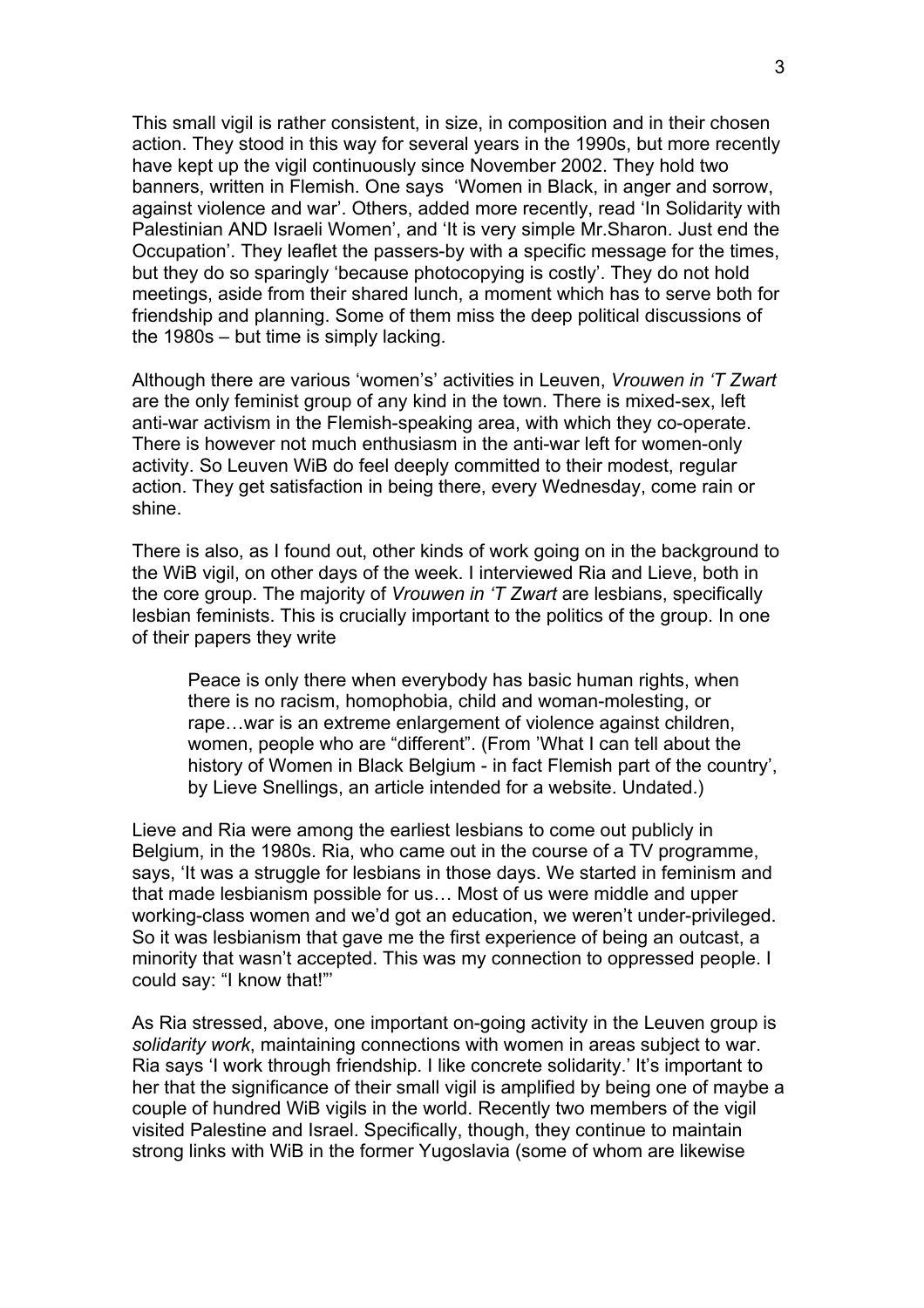This small vigil is rather consistent, in size, in composition and in their chosen action. They stood in this way for several years in the 1990s, but more recently have kept up the vigil continuously since November 2002. They hold two banners, written in Flemish. One says 'Women in Black, in anger and sorrow, against violence and war'. Others, added more recently, read 'In Solidarity with Palestinian AND Israeli Women', and 'It is very simple Mr.Sharon. Just end the Occupation'. They leaflet the passers-by with a specific message for the times, but they do so sparingly 'because photocopying is costly'. They do not hold meetings, aside from their shared lunch, a moment which has to serve both for friendship and planning. Some of them miss the deep political discussions of the 1980s – but time is simply lacking.

Although there are various 'women's' activities in Leuven, *Vrouwen in 'T Zwart* are the only feminist group of any kind in the town. There is mixed-sex, left anti-war activism in the Flemish-speaking area, with which they co-operate. There is however not much enthusiasm in the anti-war left for women-only activity. So Leuven WiB do feel deeply committed to their modest, regular action. They get satisfaction in being there, every Wednesday, come rain or shine.

There is also, as I found out, other kinds of work going on in the background to the WiB vigil, on other days of the week. I interviewed Ria and Lieve, both in the core group. The majority of *Vrouwen in 'T Zwart* are lesbians, specifically lesbian feminists. This is crucially important to the politics of the group. In one of their papers they write

> Peace is only there when everybody has basic human rights, when there is no racism, homophobia, child and woman-molesting, or rape…war is an extreme enlargement of violence against children, women, people who are "different". (From 'What I can tell about the history of Women in Black Belgium - in fact Flemish part of the country', by Lieve Snellings, an article intended for a website. Undated.)

Lieve and Ria were among the earliest lesbians to come out publicly in Belgium, in the 1980s. Ria, who came out in the course of a TV programme, says, 'It was a struggle for lesbians in those days. We started in feminism and that made lesbianism possible for us… Most of us were middle and upper working-class women and we'd got an education, we weren't under-privileged. So it was lesbianism that gave me the first experience of being an outcast, a minority that wasn't accepted. This was my connection to oppressed people. I could say: "I know that!"'

As Ria stressed, above, one important on-going activity in the Leuven group is *solidarity work*, maintaining connections with women in areas subject to war. Ria says 'I work through friendship. I like concrete solidarity.' It's important to her that the significance of their small vigil is amplified by being one of maybe a couple of hundred WiB vigils in the world. Recently two members of the vigil visited Palestine and Israel. Specifically, though, they continue to maintain strong links with WiB in the former Yugoslavia (some of whom are likewise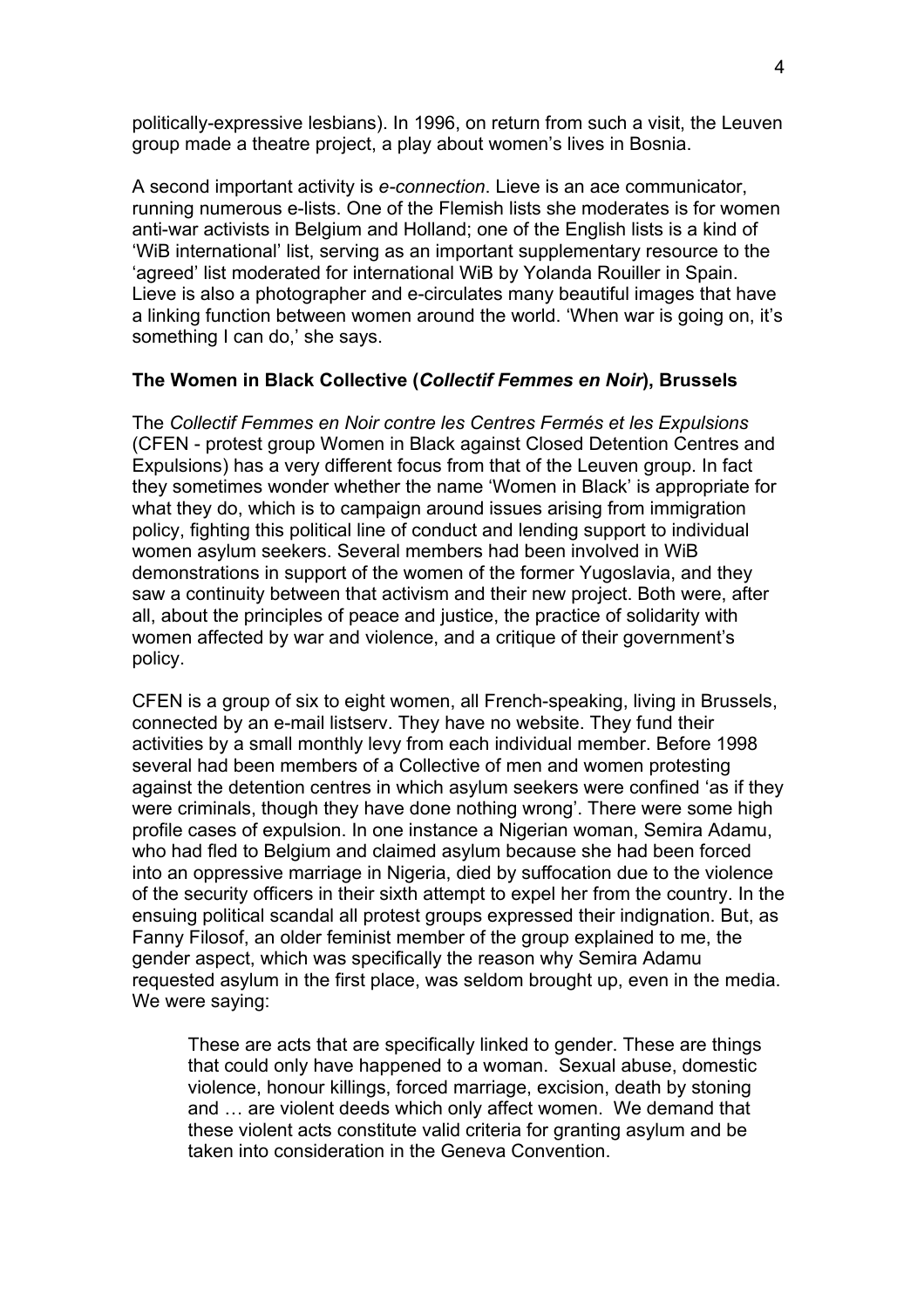politically-expressive lesbians). In 1996, on return from such a visit, the Leuven group made a theatre project, a play about women's lives in Bosnia.

A second important activity is *e-connection*. Lieve is an ace communicator, running numerous e-lists. One of the Flemish lists she moderates is for women anti-war activists in Belgium and Holland; one of the English lists is a kind of 'WiB international' list, serving as an important supplementary resource to the 'agreed' list moderated for international WiB by Yolanda Rouiller in Spain. Lieve is also a photographer and e-circulates many beautiful images that have a linking function between women around the world. 'When war is going on, it's something I can do,' she says.

### The Women in Black Collective (*Collectif Femmes en Noir*), Brussels

The *Collectif Femmes en Noir contre les Centres Fermés et les Expulsions* (CFEN - protest group Women in Black against Closed Detention Centres and Expulsions) has a very different focus from that of the Leuven group. In fact they sometimes wonder whether the name 'Women in Black' is appropriate for what they do, which is to campaign around issues arising from immigration policy, fighting this political line of conduct and lending support to individual women asylum seekers. Several members had been involved in WiB demonstrations in support of the women of the former Yugoslavia, and they saw a continuity between that activism and their new project. Both were, after all, about the principles of peace and justice, the practice of solidarity with women affected by war and violence, and a critique of their government's policy.

CFEN is a group of six to eight women, all French-speaking, living in Brussels, connected by an e-mail listserv. They have no website. They fund their activities by a small monthly levy from each individual member. Before 1998 several had been members of a Collective of men and women protesting against the detention centres in which asylum seekers were confined 'as if they were criminals, though they have done nothing wrong'. There were some high profile cases of expulsion. In one instance a Nigerian woman, Semira Adamu, who had fled to Belgium and claimed asylum because she had been forced into an oppressive marriage in Nigeria, died by suffocation due to the violence of the security officers in their sixth attempt to expel her from the country. In the ensuing political scandal all protest groups expressed their indignation. But, as Fanny Filosof, an older feminist member of the group explained to me, the gender aspect, which was specifically the reason why Semira Adamu requested asylum in the first place, was seldom brought up, even in the media. We were saying:

> These are acts that are specifically linked to gender. These are things that could only have happened to a woman. Sexual abuse, domestic violence, honour killings, forced marriage, excision, death by stoning and … are violent deeds which only affect women. We demand that these violent acts constitute valid criteria for granting asylum and be taken into consideration in the Geneva Convention.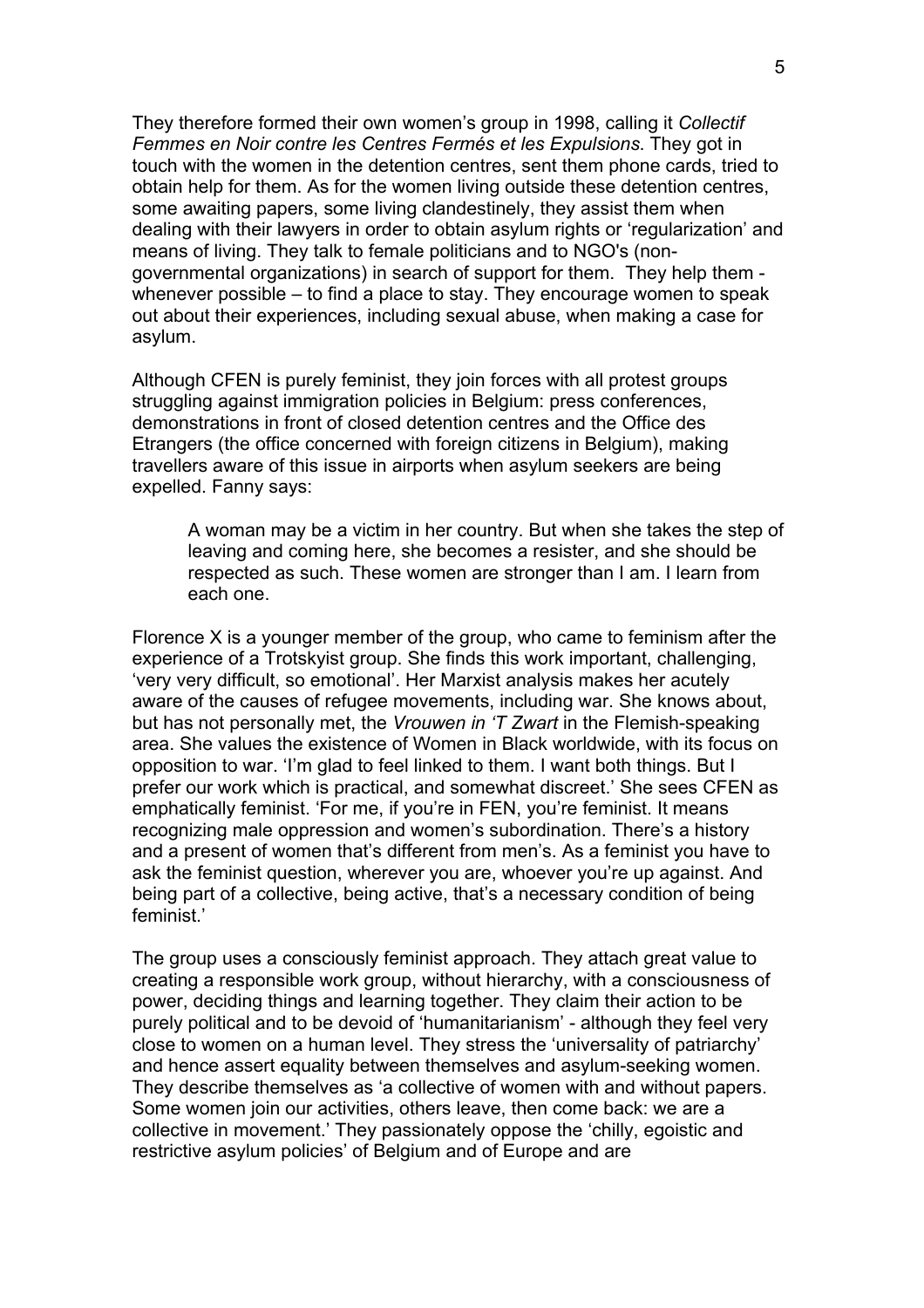They therefore formed their own women's group in 1998, calling it *Collectif Femmes en Noir contre les Centres Fermés et les Expulsions*. They got in touch with the women in the detention centres, sent them phone cards, tried to obtain help for them. As for the women living outside these detention centres, some awaiting papers, some living clandestinely, they assist them when dealing with their lawyers in order to obtain asylum rights or 'regularization' and means of living. They talk to female politicians and to NGO's (non-governmental organizations) in search of support for them. They help them - whenever possible – to find a place to stay. They encourage women to speak out about their experiences, including sexual abuse, when making a case for asylum.

Although CFEN is purely feminist, they join forces with all protest groups struggling against immigration policies in Belgium: press conferences, demonstrations in front of closed detention centres and the Office des Etrangers (the office concerned with foreign citizens in Belgium), making travellers aware of this issue in airports when asylum seekers are being expelled. Fanny says:

> A woman may be a victim in her country. But when she takes the step of leaving and coming here, she becomes a resister, and she should be respected as such. These women are stronger than I am. I learn from each one.

Florence X is a younger member of the group, who came to feminism after the experience of a Trotskyist group. She finds this work important, challenging, 'very very difficult, so emotional'. Her Marxist analysis makes her acutely aware of the causes of refugee movements, including war. She knows about, but has not personally met, the *Vrouwen in 'T Zwart* in the Flemish-speaking area. She values the existence of Women in Black worldwide, with its focus on opposition to war. 'I'm glad to feel linked to them. I want both things. But I prefer our work which is practical, and somewhat discreet.' She sees CFEN as emphatically feminist. 'For me, if you're in FEN, you're feminist. It means recognizing male oppression and women's subordination. There's a history and a present of women that's different from men's. As a feminist you have to ask the feminist question, wherever you are, whoever you're up against. And being part of a collective, being active, that's a necessary condition of being feminist.'

The group uses a consciously feminist approach. They attach great value to creating a responsible work group, without hierarchy, with a consciousness of power, deciding things and learning together. They claim their action to be purely political and to be devoid of 'humanitarianism' - although they feel very close to women on a human level. They stress the 'universality of patriarchy' and hence assert equality between themselves and asylum-seeking women. They describe themselves as 'a collective of women with and without papers. Some women join our activities, others leave, then come back: we are a collective in movement.' They passionately oppose the 'chilly, egoistic and restrictive asylum policies' of Belgium and of Europe and are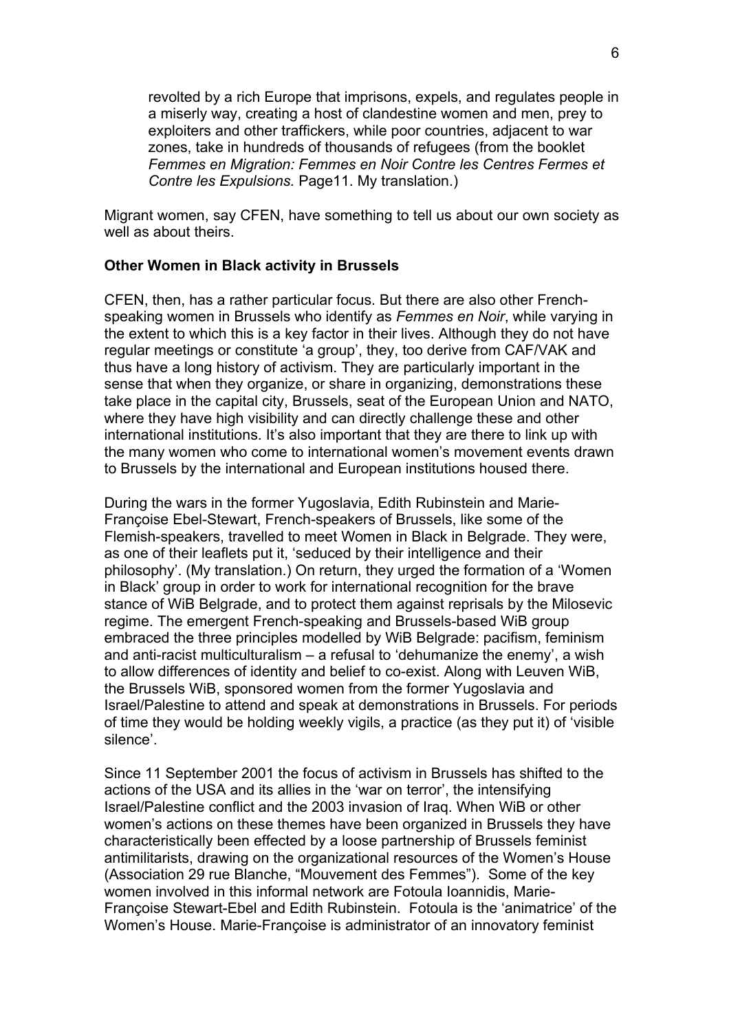> revolted by a rich Europe that imprisons, expels, and regulates people in a miserly way, creating a host of clandestine women and men, prey to exploiters and other traffickers, while poor countries, adjacent to war zones, take in hundreds of thousands of refugees (from the booklet *Femmes en Migration: Femmes en Noir Contre les Centres Fermes et Contre les Expulsions.* Page11. My translation.)

Migrant women, say CFEN, have something to tell us about our own society as well as about theirs.

**Other Women in Black activity in Brussels**

CFEN, then, has a rather particular focus. But there are also other French-speaking women in Brussels who identify as *Femmes en Noir*, while varying in the extent to which this is a key factor in their lives. Although they do not have regular meetings or constitute 'a group', they, too derive from CAF/VAK and thus have a long history of activism. They are particularly important in the sense that when they organize, or share in organizing, demonstrations these take place in the capital city, Brussels, seat of the European Union and NATO, where they have high visibility and can directly challenge these and other international institutions. It's also important that they are there to link up with the many women who come to international women's movement events drawn to Brussels by the international and European institutions housed there.

During the wars in the former Yugoslavia, Edith Rubinstein and Marie-Françoise Ebel-Stewart, French-speakers of Brussels, like some of the Flemish-speakers, travelled to meet Women in Black in Belgrade. They were, as one of their leaflets put it, 'seduced by their intelligence and their philosophy'. (My translation.) On return, they urged the formation of a 'Women in Black' group in order to work for international recognition for the brave stance of WiB Belgrade, and to protect them against reprisals by the Milosevic regime. The emergent French-speaking and Brussels-based WiB group embraced the three principles modelled by WiB Belgrade: pacifism, feminism and anti-racist multiculturalism – a refusal to 'dehumanize the enemy', a wish to allow differences of identity and belief to co-exist. Along with Leuven WiB, the Brussels WiB, sponsored women from the former Yugoslavia and Israel/Palestine to attend and speak at demonstrations in Brussels. For periods of time they would be holding weekly vigils, a practice (as they put it) of 'visible silence'.

Since 11 September 2001 the focus of activism in Brussels has shifted to the actions of the USA and its allies in the 'war on terror', the intensifying Israel/Palestine conflict and the 2003 invasion of Iraq. When WiB or other women's actions on these themes have been organized in Brussels they have characteristically been effected by a loose partnership of Brussels feminist antimilitarists, drawing on the organizational resources of the Women's House (Association 29 rue Blanche, "Mouvement des Femmes"). Some of the key women involved in this informal network are Fotoula Ioannidis, Marie-Françoise Stewart-Ebel and Edith Rubinstein. Fotoula is the 'animatrice' of the Women's House. Marie-Françoise is administrator of an innovatory feminist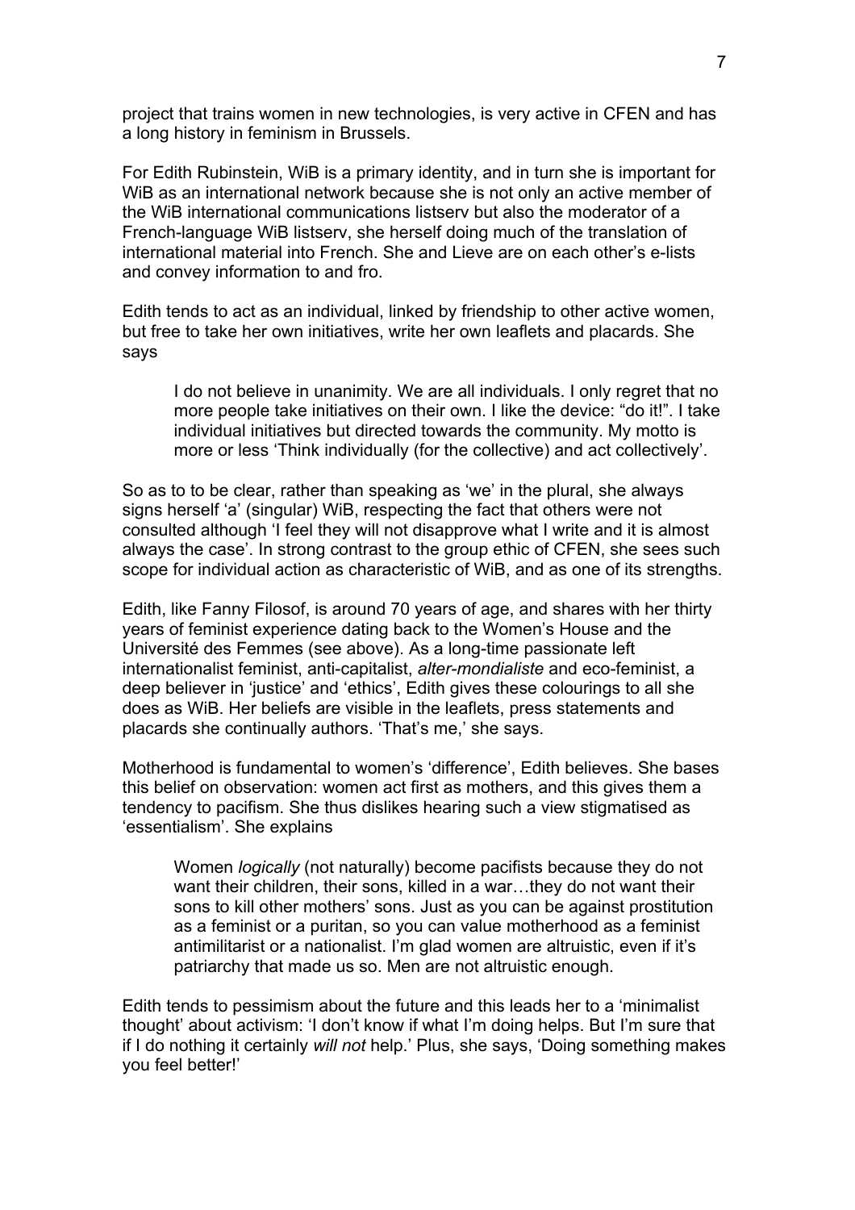project that trains women in new technologies, is very active in CFEN and has a long history in feminism in Brussels.

For Edith Rubinstein, WiB is a primary identity, and in turn she is important for WiB as an international network because she is not only an active member of the WiB international communications listserv but also the moderator of a French-language WiB listserv, she herself doing much of the translation of international material into French. She and Lieve are on each other's e-lists and convey information to and fro.

Edith tends to act as an individual, linked by friendship to other active women, but free to take her own initiatives, write her own leaflets and placards. She says

> I do not believe in unanimity. We are all individuals. I only regret that no more people take initiatives on their own. I like the device: "do it!". I take individual initiatives but directed towards the community. My motto is more or less 'Think individually (for the collective) and act collectively'.

So as to to be clear, rather than speaking as 'we' in the plural, she always signs herself 'a' (singular) WiB, respecting the fact that others were not consulted although 'I feel they will not disapprove what I write and it is almost always the case'. In strong contrast to the group ethic of CFEN, she sees such scope for individual action as characteristic of WiB, and as one of its strengths.

Edith, like Fanny Filosof, is around 70 years of age, and shares with her thirty years of feminist experience dating back to the Women's House and the Université des Femmes (see above). As a long-time passionate left internationalist feminist, anti-capitalist, *alter-mondialiste* and eco-feminist, a deep believer in 'justice' and 'ethics', Edith gives these colourings to all she does as WiB. Her beliefs are visible in the leaflets, press statements and placards she continually authors. 'That's me,' she says.

Motherhood is fundamental to women's 'difference', Edith believes. She bases this belief on observation: women act first as mothers, and this gives them a tendency to pacifism. She thus dislikes hearing such a view stigmatised as 'essentialism'. She explains

> Women *logically* (not naturally) become pacifists because they do not want their children, their sons, killed in a war…they do not want their sons to kill other mothers' sons. Just as you can be against prostitution as a feminist or a puritan, so you can value motherhood as a feminist antimilitarist or a nationalist. I'm glad women are altruistic, even if it's patriarchy that made us so. Men are not altruistic enough.

Edith tends to pessimism about the future and this leads her to a 'minimalist thought' about activism: 'I don't know if what I'm doing helps. But I'm sure that if I do nothing it certainly *will not* help.' Plus, she says, 'Doing something makes you feel better!'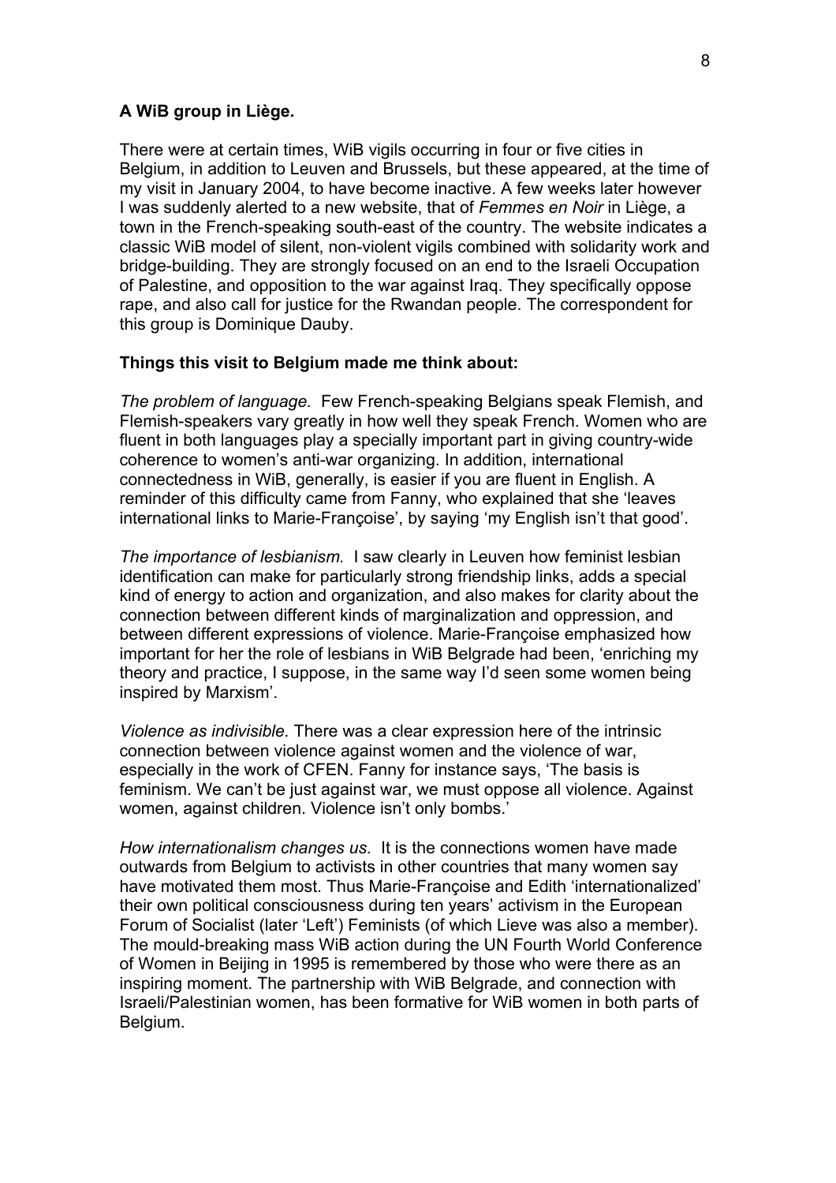**A WiB group in Liège.**

There were at certain times, WiB vigils occurring in four or five cities in Belgium, in addition to Leuven and Brussels, but these appeared, at the time of my visit in January 2004, to have become inactive. A few weeks later however I was suddenly alerted to a new website, that of *Femmes en Noir* in Liège, a town in the French-speaking south-east of the country. The website indicates a classic WiB model of silent, non-violent vigils combined with solidarity work and bridge-building. They are strongly focused on an end to the Israeli Occupation of Palestine, and opposition to the war against Iraq. They specifically oppose rape, and also call for justice for the Rwandan people. The correspondent for this group is Dominique Dauby.

**Things this visit to Belgium made me think about:**

*The problem of language.* Few French-speaking Belgians speak Flemish, and Flemish-speakers vary greatly in how well they speak French. Women who are fluent in both languages play a specially important part in giving country-wide coherence to women's anti-war organizing. In addition, international connectedness in WiB, generally, is easier if you are fluent in English. A reminder of this difficulty came from Fanny, who explained that she 'leaves international links to Marie-Françoise', by saying 'my English isn't that good'.

*The importance of lesbianism.* I saw clearly in Leuven how feminist lesbian identification can make for particularly strong friendship links, adds a special kind of energy to action and organization, and also makes for clarity about the connection between different kinds of marginalization and oppression, and between different expressions of violence. Marie-Françoise emphasized how important for her the role of lesbians in WiB Belgrade had been, 'enriching my theory and practice, I suppose, in the same way I'd seen some women being inspired by Marxism'.

*Violence as indivisible.* There was a clear expression here of the intrinsic connection between violence against women and the violence of war, especially in the work of CFEN. Fanny for instance says, 'The basis is feminism. We can't be just against war, we must oppose all violence. Against women, against children. Violence isn't only bombs.'

*How internationalism changes us.* It is the connections women have made outwards from Belgium to activists in other countries that many women say have motivated them most. Thus Marie-Françoise and Edith 'internationalized' their own political consciousness during ten years' activism in the European Forum of Socialist (later 'Left') Feminists (of which Lieve was also a member). The mould-breaking mass WiB action during the UN Fourth World Conference of Women in Beijing in 1995 is remembered by those who were there as an inspiring moment. The partnership with WiB Belgrade, and connection with Israeli/Palestinian women, has been formative for WiB women in both parts of Belgium.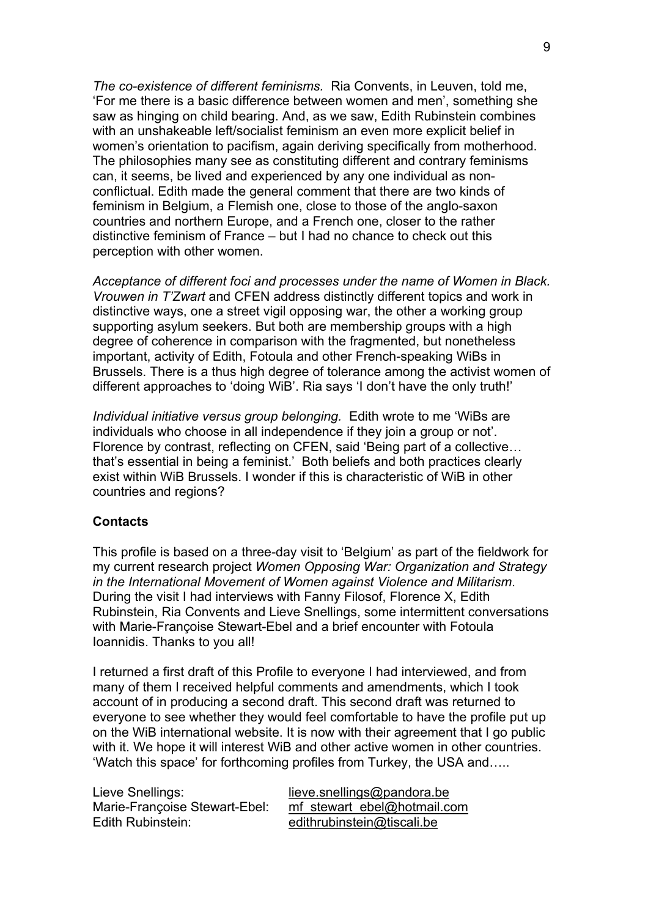*The co-existence of different feminisms.* Ria Convents, in Leuven, told me, 'For me there is a basic difference between women and men', something she saw as hinging on child bearing. And, as we saw, Edith Rubinstein combines with an unshakeable left/socialist feminism an even more explicit belief in women's orientation to pacifism, again deriving specifically from motherhood. The philosophies many see as constituting different and contrary feminisms can, it seems, be lived and experienced by any one individual as non-conflictual. Edith made the general comment that there are two kinds of feminism in Belgium, a Flemish one, close to those of the anglo-saxon countries and northern Europe, and a French one, closer to the rather distinctive feminism of France – but I had no chance to check out this perception with other women.

*Acceptance of different foci and processes under the name of Women in Black. Vrouwen in T'Zwart* and CFEN address distinctly different topics and work in distinctive ways, one a street vigil opposing war, the other a working group supporting asylum seekers. But both are membership groups with a high degree of coherence in comparison with the fragmented, but nonetheless important, activity of Edith, Fotoula and other French-speaking WiBs in Brussels. There is a thus high degree of tolerance among the activist women of different approaches to 'doing WiB'. Ria says 'I don't have the only truth!'

*Individual initiative versus group belonging.* Edith wrote to me 'WiBs are individuals who choose in all independence if they join a group or not'. Florence by contrast, reflecting on CFEN, said 'Being part of a collective… that's essential in being a feminist.' Both beliefs and both practices clearly exist within WiB Brussels. I wonder if this is characteristic of WiB in other countries and regions?

**Contacts**

This profile is based on a three-day visit to 'Belgium' as part of the fieldwork for my current research project *Women Opposing War: Organization and Strategy in the International Movement of Women against Violence and Militarism*. During the visit I had interviews with Fanny Filosof, Florence X, Edith Rubinstein, Ria Convents and Lieve Snellings, some intermittent conversations with Marie-Françoise Stewart-Ebel and a brief encounter with Fotoula Ioannidis. Thanks to you all!

I returned a first draft of this Profile to everyone I had interviewed, and from many of them I received helpful comments and amendments, which I took account of in producing a second draft. This second draft was returned to everyone to see whether they would feel comfortable to have the profile put up on the WiB international website. It is now with their agreement that I go public with it. We hope it will interest WiB and other active women in other countries. 'Watch this space' for forthcoming profiles from Turkey, the USA and…..

Lieve Snellings: lieve.snellings@pandora.be
Marie-Françoise Stewart-Ebel: mf_stewart_ebel@hotmail.com
Edith Rubinstein: edithrubinstein@tiscali.be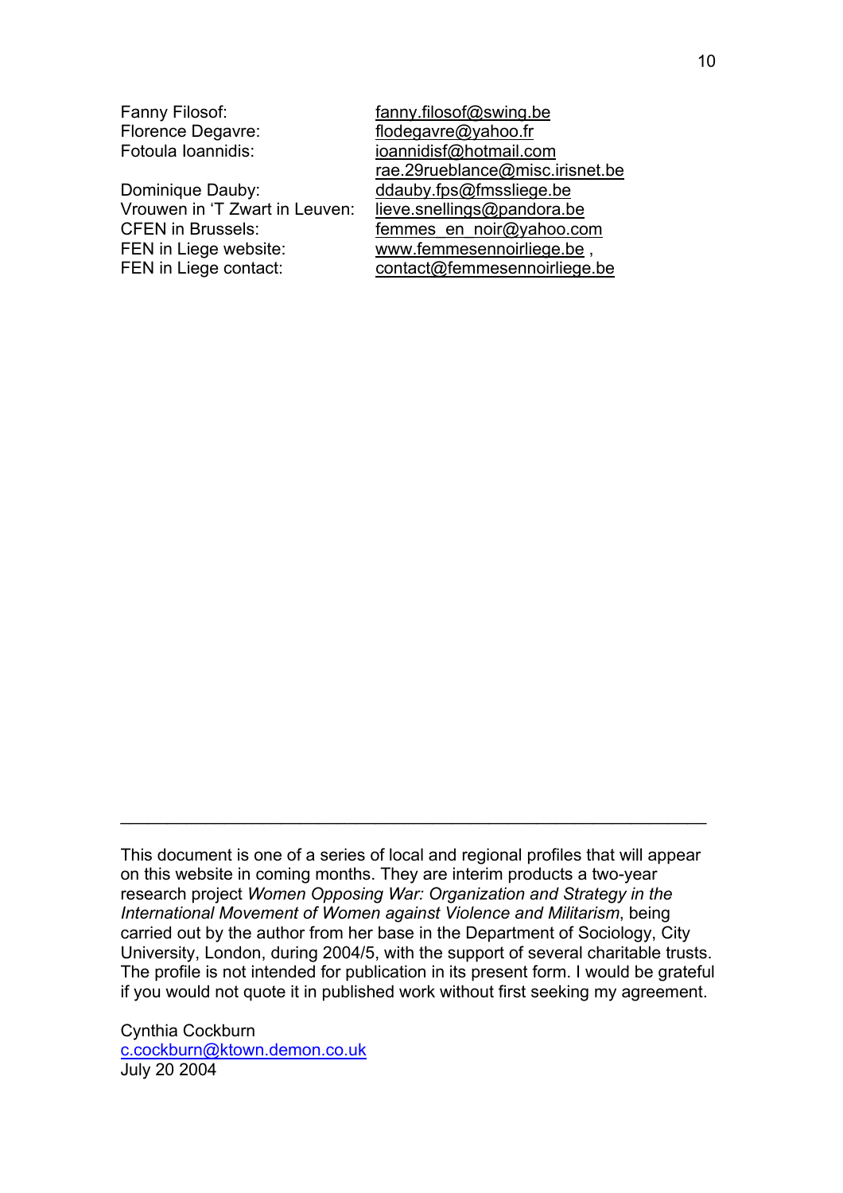| | |
|---|---|
| Fanny Filosof: | fanny.filosof@swing.be |
| Florence Degavre: | flodegavre@yahoo.fr |
| Fotoula Ioannidis: | ioannidisf@hotmail.com<br>rae.29rueblance@misc.irisnet.be |
| Dominique Dauby: | ddauby.fps@fmssliege.be |
| Vrouwen in 'T Zwart in Leuven: | lieve.snellings@pandora.be |
| CFEN in Brussels: | femmes_en_noir@yahoo.com |
| FEN in Liege website: | www.femmesennoirliege.be , |
| FEN in Liege contact: | contact@femmesennoirliege.be |

---

This document is one of a series of local and regional profiles that will appear on this website in coming months. They are interim products a two-year research project *Women Opposing War: Organization and Strategy in the International Movement of Women against Violence and Militarism*, being carried out by the author from her base in the Department of Sociology, City University, London, during 2004/5, with the support of several charitable trusts. The profile is not intended for publication in its present form. I would be grateful if you would not quote it in published work without first seeking my agreement.

Cynthia Cockburn
c.cockburn@ktown.demon.co.uk
July 20 2004